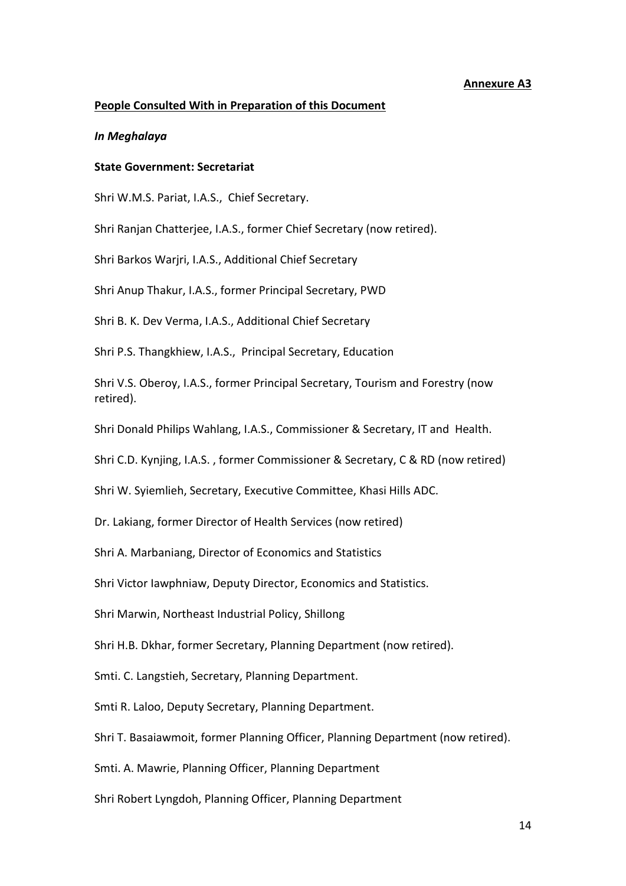**Annexure A3**

**People Consulted With in Preparation of this Document**

***In Meghalaya***

**State Government: Secretariat**

Shri W.M.S. Pariat, I.A.S., Chief Secretary.

Shri Ranjan Chatterjee, I.A.S., former Chief Secretary (now retired).

Shri Barkos Warjri, I.A.S., Additional Chief Secretary

Shri Anup Thakur, I.A.S., former Principal Secretary, PWD

Shri B. K. Dev Verma, I.A.S., Additional Chief Secretary

Shri P.S. Thangkhiew, I.A.S., Principal Secretary, Education

Shri V.S. Oberoy, I.A.S., former Principal Secretary, Tourism and Forestry (now retired).

Shri Donald Philips Wahlang, I.A.S., Commissioner & Secretary, IT and Health.

Shri C.D. Kynjing, I.A.S. , former Commissioner & Secretary, C & RD (now retired)

Shri W. Syiemlieh, Secretary, Executive Committee, Khasi Hills ADC.

Dr. Lakiang, former Director of Health Services (now retired)

Shri A. Marbaniang, Director of Economics and Statistics

Shri Victor Iawphniaw, Deputy Director, Economics and Statistics.

Shri Marwin, Northeast Industrial Policy, Shillong

Shri H.B. Dkhar, former Secretary, Planning Department (now retired).

Smti. C. Langstieh, Secretary, Planning Department.

Smti R. Laloo, Deputy Secretary, Planning Department.

Shri T. Basaiawmoit, former Planning Officer, Planning Department (now retired).

Smti. A. Mawrie, Planning Officer, Planning Department

Shri Robert Lyngdoh, Planning Officer, Planning Department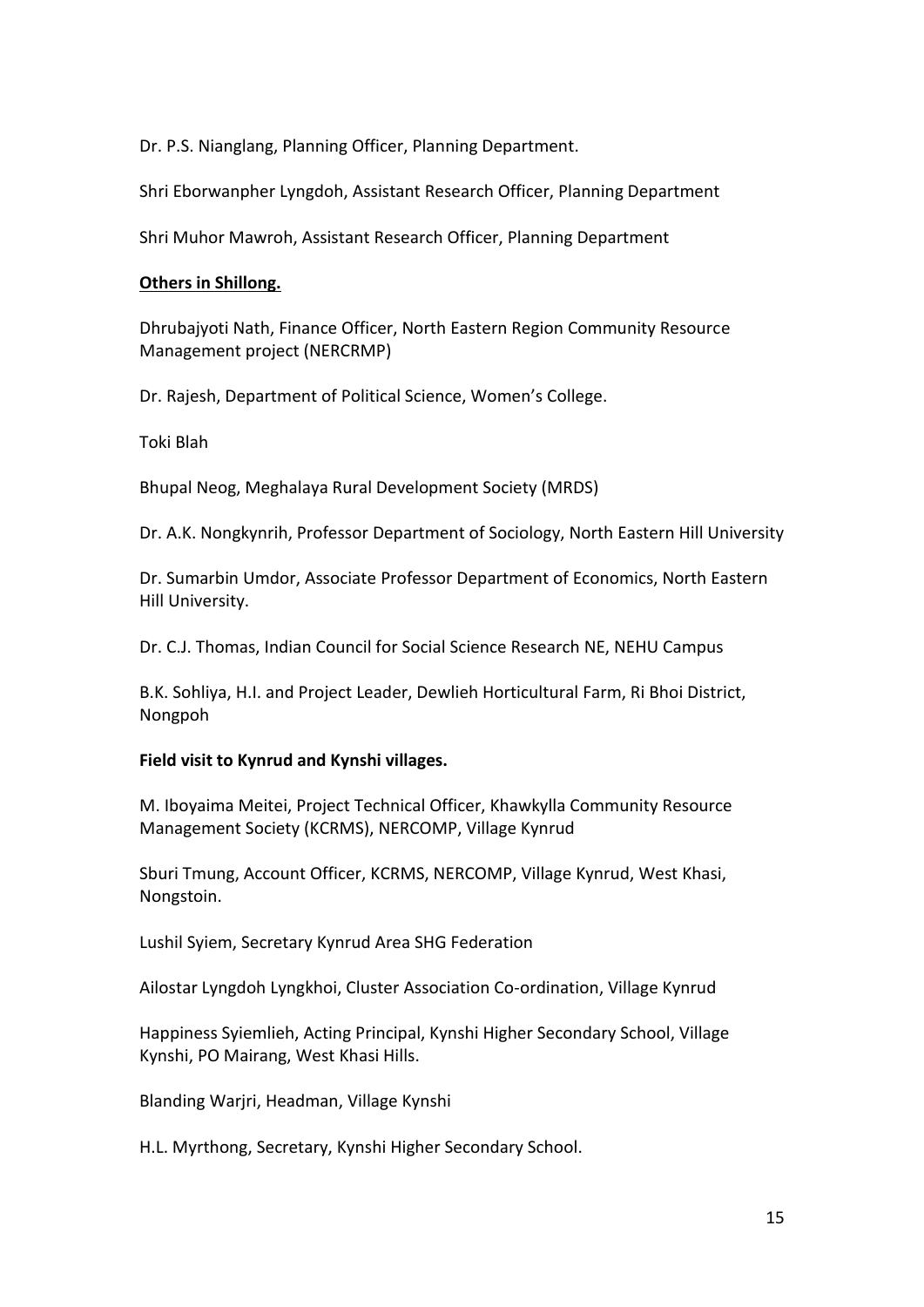Dr. P.S. Nianglang, Planning Officer, Planning Department.

Shri Eborwanpher Lyngdoh, Assistant Research Officer, Planning Department

Shri Muhor Mawroh, Assistant Research Officer, Planning Department

**<u>Others in Shillong.</u>**

Dhrubajyoti Nath, Finance Officer, North Eastern Region Community Resource Management project (NERCRMP)

Dr. Rajesh, Department of Political Science, Women's College.

Toki Blah

Bhupal Neog, Meghalaya Rural Development Society (MRDS)

Dr. A.K. Nongkynrih, Professor Department of Sociology, North Eastern Hill University

Dr. Sumarbin Umdor, Associate Professor Department of Economics, North Eastern Hill University.

Dr. C.J. Thomas, Indian Council for Social Science Research NE, NEHU Campus

B.K. Sohliya, H.I. and Project Leader, Dewlieh Horticultural Farm, Ri Bhoi District, Nongpoh

**Field visit to Kynrud and Kynshi villages.**

M. Iboyaima Meitei, Project Technical Officer, Khawkylla Community Resource Management Society (KCRMS), NERCOMP, Village Kynrud

Sburi Tmung, Account Officer, KCRMS, NERCOMP, Village Kynrud, West Khasi, Nongstoin.

Lushil Syiem, Secretary Kynrud Area SHG Federation

Ailostar Lyngdoh Lyngkhoi, Cluster Association Co-ordination, Village Kynrud

Happiness Syiemlieh, Acting Principal, Kynshi Higher Secondary School, Village Kynshi, PO Mairang, West Khasi Hills.

Blanding Warjri, Headman, Village Kynshi

H.L. Myrthong, Secretary, Kynshi Higher Secondary School.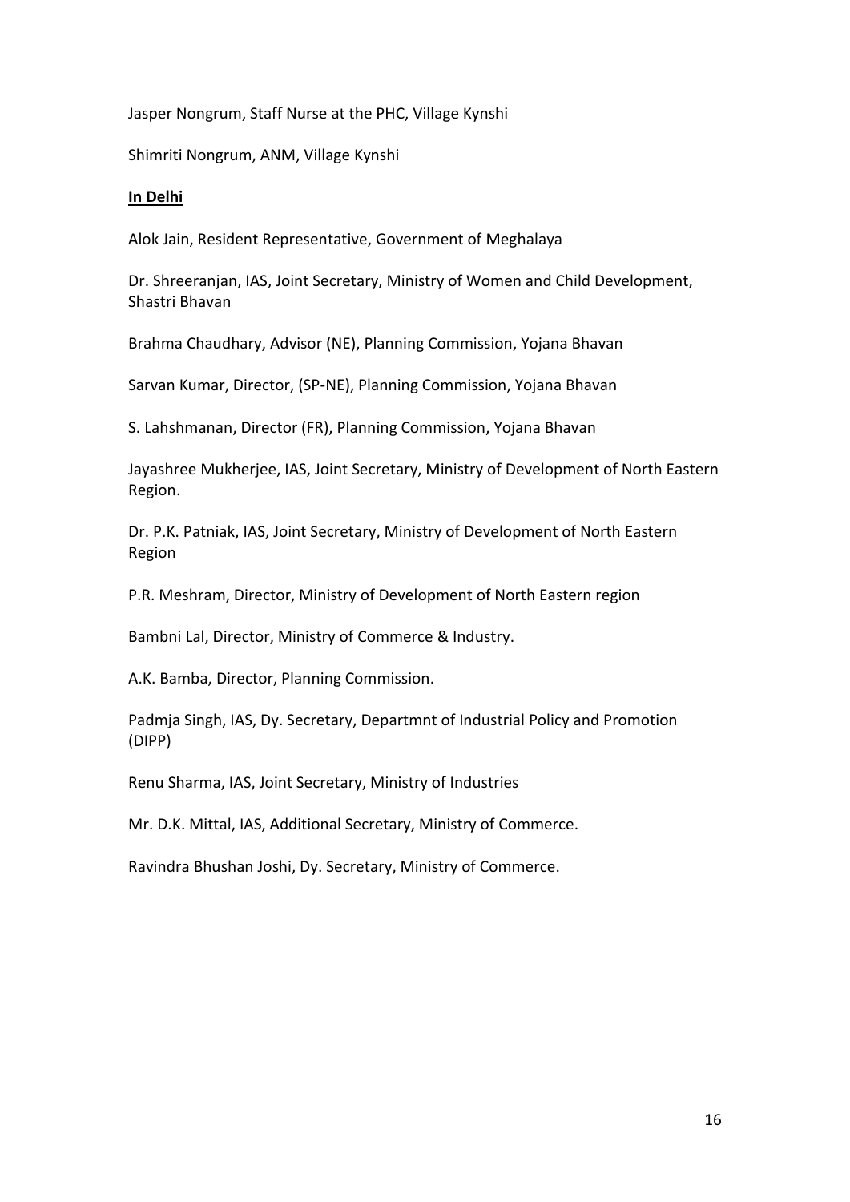Jasper Nongrum, Staff Nurse at the PHC, Village Kynshi

Shimriti Nongrum, ANM, Village Kynshi

**<u>In Delhi</u>**

Alok Jain, Resident Representative, Government of Meghalaya

Dr. Shreeranjan, IAS, Joint Secretary, Ministry of Women and Child Development, Shastri Bhavan

Brahma Chaudhary, Advisor (NE), Planning Commission, Yojana Bhavan

Sarvan Kumar, Director, (SP-NE), Planning Commission, Yojana Bhavan

S. Lahshmanan, Director (FR), Planning Commission, Yojana Bhavan

Jayashree Mukherjee, IAS, Joint Secretary, Ministry of Development of North Eastern Region.

Dr. P.K. Patniak, IAS, Joint Secretary, Ministry of Development of North Eastern Region

P.R. Meshram, Director, Ministry of Development of North Eastern region

Bambni Lal, Director, Ministry of Commerce & Industry.

A.K. Bamba, Director, Planning Commission.

Padmja Singh, IAS, Dy. Secretary, Departmnt of Industrial Policy and Promotion (DIPP)

Renu Sharma, IAS, Joint Secretary, Ministry of Industries

Mr. D.K. Mittal, IAS, Additional Secretary, Ministry of Commerce.

Ravindra Bhushan Joshi, Dy. Secretary, Ministry of Commerce.